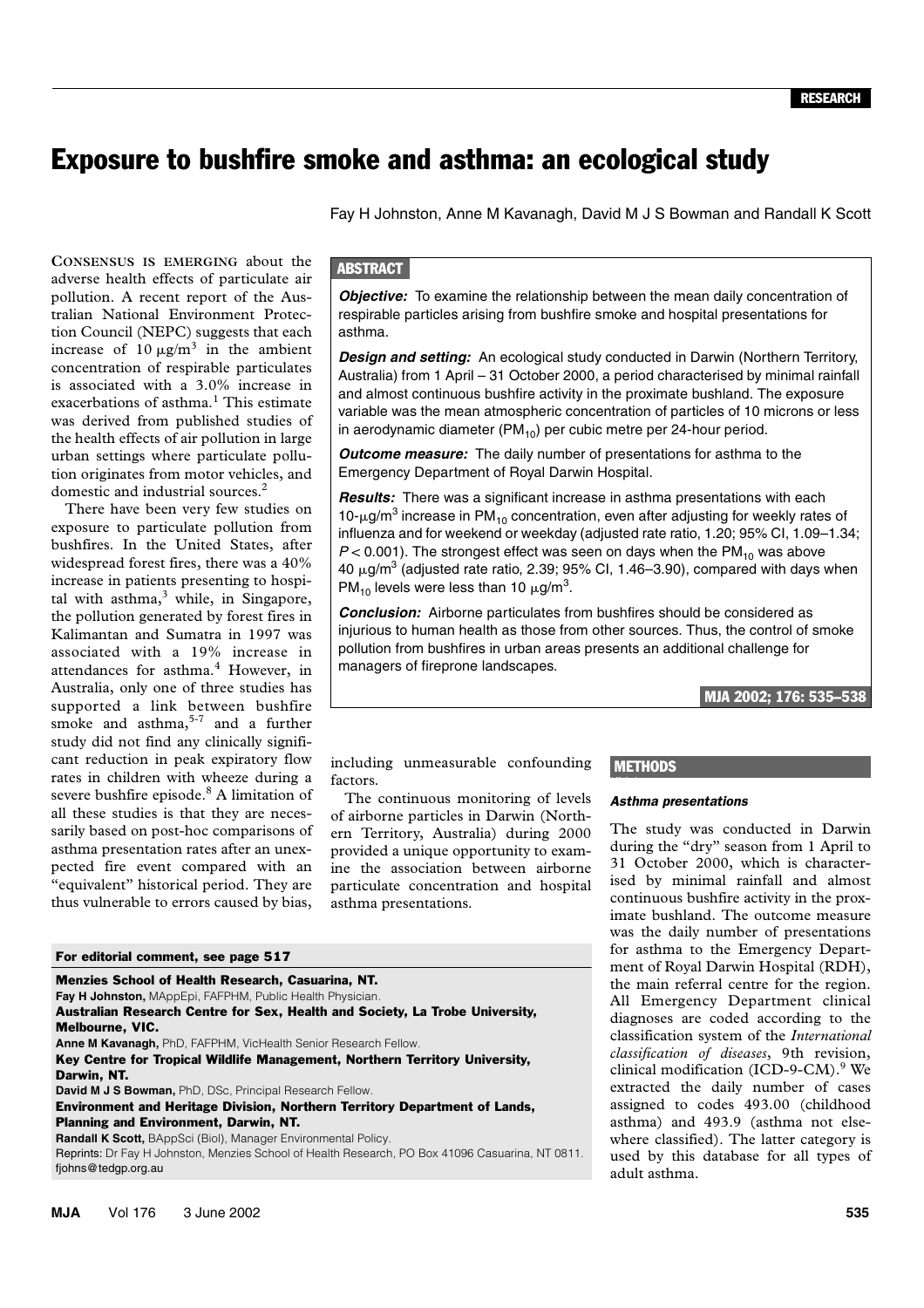RESEARCH

# Exposure to bushfire smoke and asthma: an ecological study

Fay H Johnston, Anne M Kavanagh, David M J S Bowman and Randall K Scott

## ABSTRACT

***Objective:*** To examine the relationship between the mean daily concentration of respirable particles arising from bushfire smoke and hospital presentations for asthma.

***Design and setting:*** An ecological study conducted in Darwin (Northern Territory, Australia) from 1 April – 31 October 2000, a period characterised by minimal rainfall and almost continuous bushfire activity in the proximate bushland. The exposure variable was the mean atmospheric concentration of particles of 10 microns or less in aerodynamic diameter ($PM_{10}$) per cubic metre per 24-hour period.

***Outcome measure:*** The daily number of presentations for asthma to the Emergency Department of Royal Darwin Hospital.

***Results:*** There was a significant increase in asthma presentations with each 10-$\mu$g/m$^3$ increase in $PM_{10}$ concentration, even after adjusting for weekly rates of influenza and for weekend or weekday (adjusted rate ratio, 1.20; 95% CI, 1.09–1.34; $P < 0.001$). The strongest effect was seen on days when the $PM_{10}$ was above 40 $\mu$g/m$^3$ (adjusted rate ratio, 2.39; 95% CI, 1.46–3.90), compared with days when $PM_{10}$ levels were less than 10 $\mu$g/m$^3$.

***Conclusion:*** Airborne particulates from bushfires should be considered as injurious to human health as those from other sources. Thus, the control of smoke pollution from bushfires in urban areas presents an additional challenge for managers of fireprone landscapes.

MJA 2002; 176: 535–538

CONSENSUS IS EMERGING about the adverse health effects of particulate air pollution. A recent report of the Australian National Environment Protection Council (NEPC) suggests that each increase of 10 $\mu$g/m$^3$ in the ambient concentration of respirable particulates is associated with a 3.0% increase in exacerbations of asthma.[1] This estimate was derived from published studies of the health effects of air pollution in large urban settings where particulate pollution originates from motor vehicles, and domestic and industrial sources.[2]

There have been very few studies on exposure to particulate pollution from bushfires. In the United States, after widespread forest fires, there was a 40% increase in patients presenting to hospital with asthma,[3] while, in Singapore, the pollution generated by forest fires in Kalimantan and Sumatra in 1997 was associated with a 19% increase in attendances for asthma.[4] However, in Australia, only one of three studies has supported a link between bushfire smoke and asthma,[5-7] and a further study did not find any clinically significant reduction in peak expiratory flow rates in children with wheeze during a severe bushfire episode.[8] A limitation of all these studies is that they are necessarily based on post-hoc comparisons of asthma presentation rates after an unexpected fire event compared with an "equivalent" historical period. They are thus vulnerable to errors caused by bias, including unmeasurable confounding factors.

The continuous monitoring of levels of airborne particles in Darwin (Northern Territory, Australia) during 2000 provided a unique opportunity to examine the association between airborne particulate concentration and hospital asthma presentations.

**For editorial comment, see page 517**

**Menzies School of Health Research, Casuarina, NT.**
**Fay H Johnston,** MAppEpi, FAFPHM, Public Health Physician.
**Australian Research Centre for Sex, Health and Society, La Trobe University, Melbourne, VIC.**
**Anne M Kavanagh,** PhD, FAFPHM, VicHealth Senior Research Fellow.
**Key Centre for Tropical Wildlife Management, Northern Territory University, Darwin, NT.**
**David M J S Bowman,** PhD, DSc, Principal Research Fellow.
**Environment and Heritage Division, Northern Territory Department of Lands, Planning and Environment, Darwin, NT.**
**Randall K Scott,** BAppSci (Biol), Manager Environmental Policy.
Reprints: Dr Fay H Johnston, Menzies School of Health Research, PO Box 41096 Casuarina, NT 0811. fjohns@tedgp.org.au

## METHODS

### *Asthma presentations*

The study was conducted in Darwin during the "dry" season from 1 April to 31 October 2000, which is characterised by minimal rainfall and almost continuous bushfire activity in the proximate bushland. The outcome measure was the daily number of presentations for asthma to the Emergency Department of Royal Darwin Hospital (RDH), the main referral centre for the region. All Emergency Department clinical diagnoses are coded according to the classification system of the *International classification of diseases*, 9th revision, clinical modification (ICD-9-CM).[9] We extracted the daily number of cases assigned to codes 493.00 (childhood asthma) and 493.9 (asthma not elsewhere classified). The latter category is used by this database for all types of adult asthma.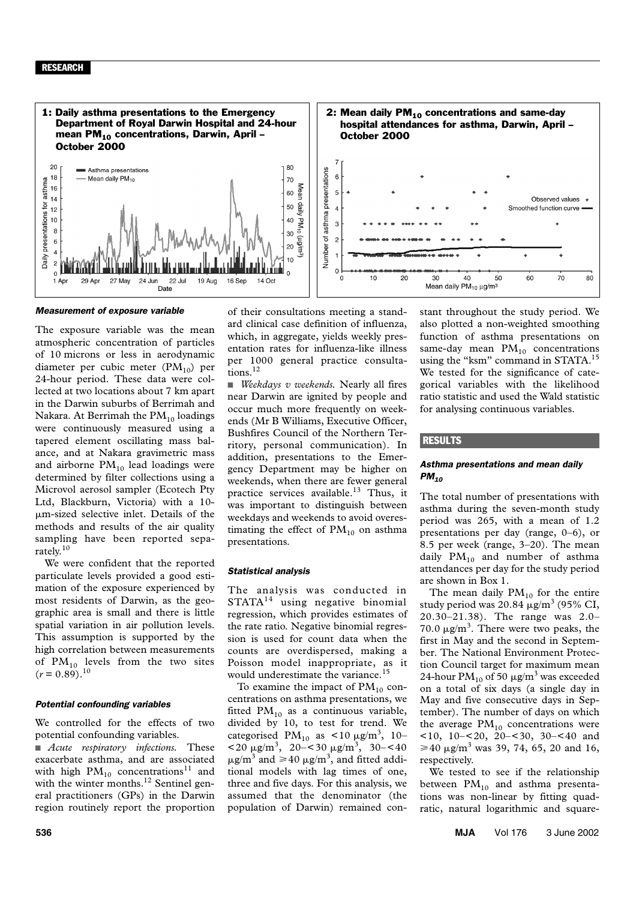**1: Daily asthma presentations to the Emergency Department of Royal Darwin Hospital and 24-hour mean $PM_{10}$ concentrations, Darwin, April – October 2000**

**2: Mean daily $PM_{10}$ concentrations and same-day hospital attendances for asthma, Darwin, April – October 2000**

#### *Measurement of exposure variable*

The exposure variable was the mean atmospheric concentration of particles of 10 microns or less in aerodynamic diameter per cubic meter ($PM_{10}$) per 24-hour period. These data were collected at two locations about 7 km apart in the Darwin suburbs of Berrimah and Nakara. At Berrimah the $PM_{10}$ loadings were continuously measured using a tapered element oscillating mass balance, and at Nakara gravimetric mass and airborne $PM_{10}$ lead loadings were determined by filter collections using a Microvol aerosol sampler (Ecotech Pty Ltd, Blackburn, Victoria) with a 10-μm-sized selective inlet. Details of the methods and results of the air quality sampling have been reported separately.[10]

We were confident that the reported particulate levels provided a good estimation of the exposure experienced by most residents of Darwin, as the geographic area is small and there is little spatial variation in air pollution levels. This assumption is supported by the high correlation between measurements of $PM_{10}$ levels from the two sites ($r = 0.89$).[10]

#### *Potential confounding variables*

We controlled for the effects of two potential confounding variables.

■ *Acute respiratory infections.* These exacerbate asthma, and are associated with high $PM_{10}$ concentrations[11] and with the winter months.[12] Sentinel general practitioners (GPs) in the Darwin region routinely report the proportion of their consultations meeting a standard clinical case definition of influenza, which, in aggregate, yields weekly presentation rates for influenza-like illness per 1000 general practice consultations.[12]

■ *Weekdays v weekends.* Nearly all fires near Darwin are ignited by people and occur much more frequently on weekends (Mr B Williams, Executive Officer, Bushfires Council of the Northern Territory, personal communication). In addition, presentations to the Emergency Department may be higher on weekends, when there are fewer general practice services available.[13] Thus, it was important to distinguish between weekdays and weekends to avoid overestimating the effect of $PM_{10}$ on asthma presentations.

#### *Statistical analysis*

The analysis was conducted in STATA[14] using negative binomial regression, which provides estimates of the rate ratio. Negative binomial regression is used for count data when the counts are overdispersed, making a Poisson model inappropriate, as it would underestimate the variance.[15]

To examine the impact of $PM_{10}$ concentrations on asthma presentations, we fitted $PM_{10}$ as a continuous variable, divided by 10, to test for trend. We categorised $PM_{10}$ as $<10\ \mu g/m^3$, 10–$<20\ \mu g/m^3$, 20–$<30\ \mu g/m^3$, 30–$<40\ \mu g/m^3$ and $\geq 40\ \mu g/m^3$, and fitted additional models with lag times of one, three and five days. For this analysis, we assumed that the denominator (the population of Darwin) remained constant throughout the study period. We also plotted a non-weighted smoothing function of asthma presentations on same-day mean $PM_{10}$ concentrations using the "ksm" command in STATA.[15] We tested for the significance of categorical variables with the likelihood ratio statistic and used the Wald statistic for analysing continuous variables.

## RESULTS

#### *Asthma presentations and mean daily $PM_{10}$*

The total number of presentations with asthma during the seven-month study period was 265, with a mean of 1.2 presentations per day (range, 0–6), or 8.5 per week (range, 3–20). The mean daily $PM_{10}$ and number of asthma attendances per day for the study period are shown in Box 1.

The mean daily $PM_{10}$ for the entire study period was $20.84\ \mu g/m^3$ (95% CI, 20.30–21.38). The range was 2.0–$70.0\ \mu g/m^3$. There were two peaks, the first in May and the second in September. The National Environment Protection Council target for maximum mean 24-hour $PM_{10}$ of $50\ \mu g/m^3$ was exceeded on a total of six days (a single day in May and five consecutive days in September). The number of days on which the average $PM_{10}$ concentrations were $<10$, 10–$<20$, 20–$<30$, 30–$<40$ and $\geq 40\ \mu g/m^3$ was 39, 74, 65, 20 and 16, respectively.

We tested to see if the relationship between $PM_{10}$ and asthma presentations was non-linear by fitting quadratic, natural logarithmic and square-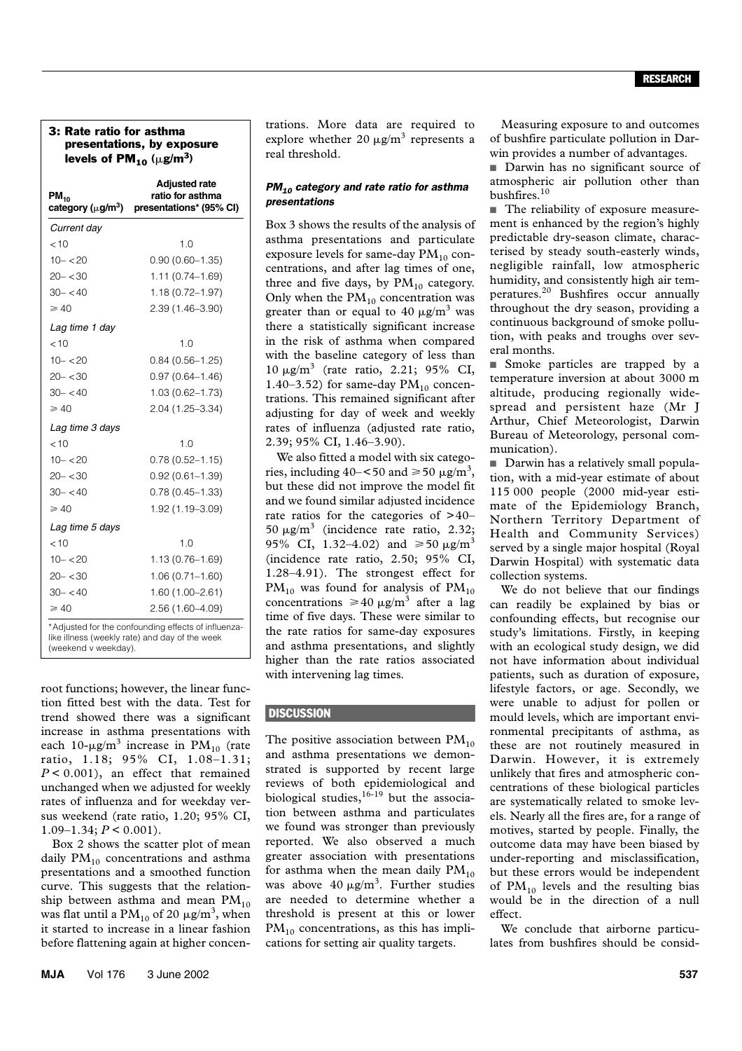### 3: Rate ratio for asthma presentations, by exposure levels of $PM_{10}$ ($\mu g/m^3$)

| $PM_{10}$ category ($\mu g/m^3$) | Adjusted rate ratio for asthma presentations* (95% CI) |
|---|---|
| *Current day* | |
| < 10 | 1.0 |
| 10– < 20 | 0.90 (0.60–1.35) |
| 20– < 30 | 1.11 (0.74–1.69) |
| 30– < 40 | 1.18 (0.72–1.97) |
| ≥ 40 | 2.39 (1.46–3.90) |
| *Lag time 1 day* | |
| < 10 | 1.0 |
| 10– < 20 | 0.84 (0.56–1.25) |
| 20– < 30 | 0.97 (0.64–1.46) |
| 30– < 40 | 1.03 (0.62–1.73) |
| ≥ 40 | 2.04 (1.25–3.34) |
| *Lag time 3 days* | |
| < 10 | 1.0 |
| 10– < 20 | 0.78 (0.52–1.15) |
| 20– < 30 | 0.92 (0.61–1.39) |
| 30– < 40 | 0.78 (0.45–1.33) |
| ≥ 40 | 1.92 (1.19–3.09) |
| *Lag time 5 days* | |
| < 10 | 1.0 |
| 10– < 20 | 1.13 (0.76–1.69) |
| 20– < 30 | 1.06 (0.71–1.60) |
| 30– < 40 | 1.60 (1.00–2.61) |
| ≥ 40 | 2.56 (1.60–4.09) |

*Adjusted for the confounding effects of influenza-like illness (weekly rate) and day of the week (weekend v weekday).

root functions; however, the linear function fitted best with the data. Test for trend showed there was a significant increase in asthma presentations with each 10-$\mu g/m^3$ increase in $PM_{10}$ (rate ratio, 1.18; 95% CI, 1.08–1.31; $P < 0.001$), an effect that remained unchanged when we adjusted for weekly rates of influenza and for weekday versus weekend (rate ratio, 1.20; 95% CI, 1.09–1.34; $P < 0.001$).

Box 2 shows the scatter plot of mean daily $PM_{10}$ concentrations and asthma presentations and a smoothed function curve. This suggests that the relationship between asthma and mean $PM_{10}$ was flat until a $PM_{10}$ of 20 $\mu g/m^3$, when it started to increase in a linear fashion before flattening again at higher concentrations. More data are required to explore whether 20 $\mu g/m^3$ represents a real threshold.

#### *$PM_{10}$ category and rate ratio for asthma presentations*

Box 3 shows the results of the analysis of asthma presentations and particulate exposure levels for same-day $PM_{10}$ concentrations, and after lag times of one, three and five days, by $PM_{10}$ category. Only when the $PM_{10}$ concentration was greater than or equal to 40 $\mu g/m^3$ was there a statistically significant increase in the risk of asthma when compared with the baseline category of less than 10 $\mu g/m^3$ (rate ratio, 2.21; 95% CI, 1.40–3.52) for same-day $PM_{10}$ concentrations. This remained significant after adjusting for day of week and weekly rates of influenza (adjusted rate ratio, 2.39; 95% CI, 1.46–3.90).

We also fitted a model with six categories, including 40–<50 and ≥50 $\mu g/m^3$, but these did not improve the model fit and we found similar adjusted incidence rate ratios for the categories of >40–50 $\mu g/m^3$ (incidence rate ratio, 2.32; 95% CI, 1.32–4.02) and ≥50 $\mu g/m^3$ (incidence rate ratio, 2.50; 95% CI, 1.28–4.91). The strongest effect for $PM_{10}$ was found for analysis of $PM_{10}$ concentrations ≥40 $\mu g/m^3$ after a lag time of five days. These were similar to the rate ratios for same-day exposures and asthma presentations, and slightly higher than the rate ratios associated with intervening lag times.

## DISCUSSION

The positive association between $PM_{10}$ and asthma presentations we demonstrated is supported by recent large reviews of both epidemiological and biological studies,[16-19] but the association between asthma and particulates we found was stronger than previously reported. We also observed a much greater association with presentations for asthma when the mean daily $PM_{10}$ was above 40 $\mu g/m^3$. Further studies are needed to determine whether a threshold is present at this or lower $PM_{10}$ concentrations, as this has implications for setting air quality targets.

Measuring exposure to and outcomes of bushfire particulate pollution in Darwin provides a number of advantages.

- Darwin has no significant source of atmospheric air pollution other than bushfires.[10]
- The reliability of exposure measurement is enhanced by the region's highly predictable dry-season climate, characterised by steady south-easterly winds, negligible rainfall, low atmospheric humidity, and consistently high air temperatures.[20] Bushfires occur annually throughout the dry season, providing a continuous background of smoke pollution, with peaks and troughs over several months.
- Smoke particles are trapped by a temperature inversion at about 3000 m altitude, producing regionally widespread and persistent haze (Mr J Arthur, Chief Meteorologist, Darwin Bureau of Meteorology, personal communication).
- Darwin has a relatively small population, with a mid-year estimate of about 115 000 people (2000 mid-year estimate of the Epidemiology Branch, Northern Territory Department of Health and Community Services) served by a single major hospital (Royal Darwin Hospital) with systematic data collection systems.

We do not believe that our findings can readily be explained by bias or confounding effects, but recognise our study's limitations. Firstly, in keeping with an ecological study design, we did not have information about individual patients, such as duration of exposure, lifestyle factors, or age. Secondly, we were unable to adjust for pollen or mould levels, which are important environmental precipitants of asthma, as these are not routinely measured in Darwin. However, it is extremely unlikely that fires and atmospheric concentrations of these biological particles are systematically related to smoke levels. Nearly all the fires are, for a range of motives, started by people. Finally, the outcome data may have been biased by under-reporting and misclassification, but these errors would be independent of $PM_{10}$ levels and the resulting bias would be in the direction of a null effect.

We conclude that airborne particulates from bushfires should be consid-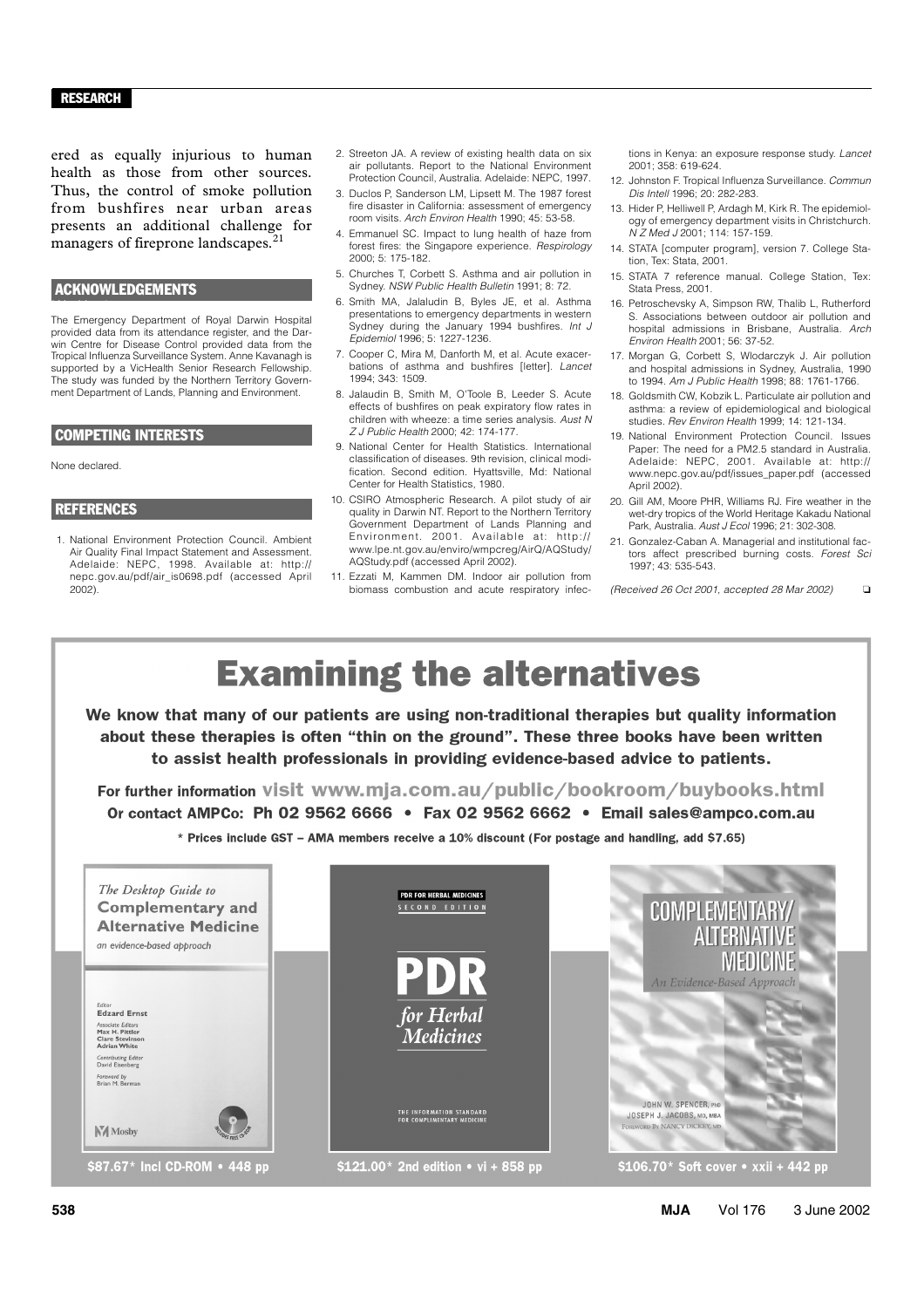ered as equally injurious to human health as those from other sources. Thus, the control of smoke pollution from bushfires near urban areas presents an additional challenge for managers of fireprone landscapes.[21]

## ACKNOWLEDGEMENTS

The Emergency Department of Royal Darwin Hospital provided data from its attendance register, and the Darwin Centre for Disease Control provided data from the Tropical Influenza Surveillance System. Anne Kavanagh is supported by a VicHealth Senior Research Fellowship. The study was funded by the Northern Territory Government Department of Lands, Planning and Environment.

## COMPETING INTERESTS

None declared.

## REFERENCES

1. National Environment Protection Council. Ambient Air Quality Final Impact Statement and Assessment. Adelaide: NEPC, 1998. Available at: http://nepc.gov.au/pdf/air_is0698.pdf (accessed April 2002).
2. Streeton JA. A review of existing health data on six air pollutants. Report to the National Environment Protection Council, Australia. Adelaide: NEPC, 1997.
3. Duclos P, Sanderson LM, Lipsett M. The 1987 forest fire disaster in California: assessment of emergency room visits. *Arch Environ Health* 1990; 45: 53-58.
4. Emmanuel SC. Impact to lung health of haze from forest fires: the Singapore experience. *Respirology* 2000; 5: 175-182.
5. Churches T, Corbett S. Asthma and air pollution in Sydney. *NSW Public Health Bulletin* 1991; 8: 72.
6. Smith MA, Jalaludin B, Byles JE, et al. Asthma presentations to emergency departments in western Sydney during the January 1994 bushfires. *Int J Epidemiol* 1996; 5: 1227-1236.
7. Cooper C, Mira M, Danforth M, et al. Acute exacerbations of asthma and bushfires [letter]. *Lancet* 1994; 343: 1509.
8. Jalaudin B, Smith M, O'Toole B, Leeder S. Acute effects of bushfires on peak expiratory flow rates in children with wheeze: a time series analysis. *Aust N Z J Public Health* 2000; 42: 174-177.
9. National Center for Health Statistics. International classification of diseases. 9th revision, clinical modification. Second edition. Hyattsville, Md: National Center for Health Statistics, 1980.
10. CSIRO Atmospheric Research. A pilot study of air quality in Darwin NT. Report to the Northern Territory Government Department of Lands Planning and Environment. 2001. Available at: http://www.lpe.nt.gov.au/enviro/wmpcreg/AirQ/AQStudy/AQStudy.pdf (accessed April 2002).
11. Ezzati M, Kammen DM. Indoor air pollution from biomass combustion and acute respiratory infections in Kenya: an exposure response study. *Lancet* 2001; 358: 619-624.
12. Johnston F. Tropical Influenza Surveillance. *Commun Dis Intell* 1996; 20: 282-283.
13. Hider P, Helliwell P, Ardagh M, Kirk R. The epidemiology of emergency department visits in Christchurch. *N Z Med J* 2001; 114: 157-159.
14. STATA [computer program], version 7. College Station, Tex: Stata, 2001.
15. STATA 7 reference manual. College Station, Tex: Stata Press, 2001.
16. Petroschevsky A, Simpson RW, Thalib L, Rutherford S. Associations between outdoor air pollution and hospital admissions in Brisbane, Australia. *Arch Environ Health* 2001; 56: 37-52.
17. Morgan G, Corbett S, Wlodarczyk J. Air pollution and hospital admissions in Sydney, Australia, 1990 to 1994. *Am J Public Health* 1998; 88: 1761-1766.
18. Goldsmith CW, Kobzik L. Particulate air pollution and asthma: a review of epidemiological and biological studies. *Rev Environ Health* 1999; 14: 121-134.
19. National Environment Protection Council. Issues Paper: The need for a PM2.5 standard in Australia. Adelaide: NEPC, 2001. Available at: http://www.nepc.gov.au/pdf/issues_paper.pdf (accessed April 2002).
20. Gill AM, Moore PHR, Williams RJ. Fire weather in the wet-dry tropics of the World Heritage Kakadu National Park, Australia. *Aust J Ecol* 1996; 21: 302-308.
21. Gonzalez-Caban A. Managerial and institutional factors affect prescribed burning costs. *Forest Sci* 1997; 43: 535-543.

*(Received 26 Oct 2001, accepted 28 Mar 2002)*

# Examining the alternatives

**We know that many of our patients are using non-traditional therapies but quality information about these therapies is often "thin on the ground". These three books have been written to assist health professionals in providing evidence-based advice to patients.**

**For further information visit www.mja.com.au/public/bookroom/buybooks.html**
**Or contact AMPCo: Ph 02 9562 6666 • Fax 02 9562 6662 • Email sales@ampco.com.au**

**\* Prices include GST – AMA members receive a 10% discount (For postage and handling, add $7.65)**

*The Desktop Guide to* **Complementary and Alternative Medicine** *an evidence-based approach*

Editor Edzard Ernst
Associate Editors Max H. Pittler, Clare Stevinson, Adrian White
Contributing Editor David Eisenberg
Foreword by Brian M. Berman
Mosby

**$87.67\* Incl CD-ROM • 448 pp**

PDR FOR HERBAL MEDICINES SECOND EDITION
**PDR** *for Herbal Medicines*
THE INFORMATION STANDARD FOR COMPLEMENTARY MEDICINE

**$121.00\* 2nd edition • vi + 858 pp**

**COMPLEMENTARY/ ALTERNATIVE MEDICINE** *An Evidence-Based Approach*
JOHN W. SPENCER, PhD
JOSEPH J. JACOBS, MD, MBA
FOREWORD BY NANCY DICKEY, MD

**$106.70\* Soft cover • xxii + 442 pp**